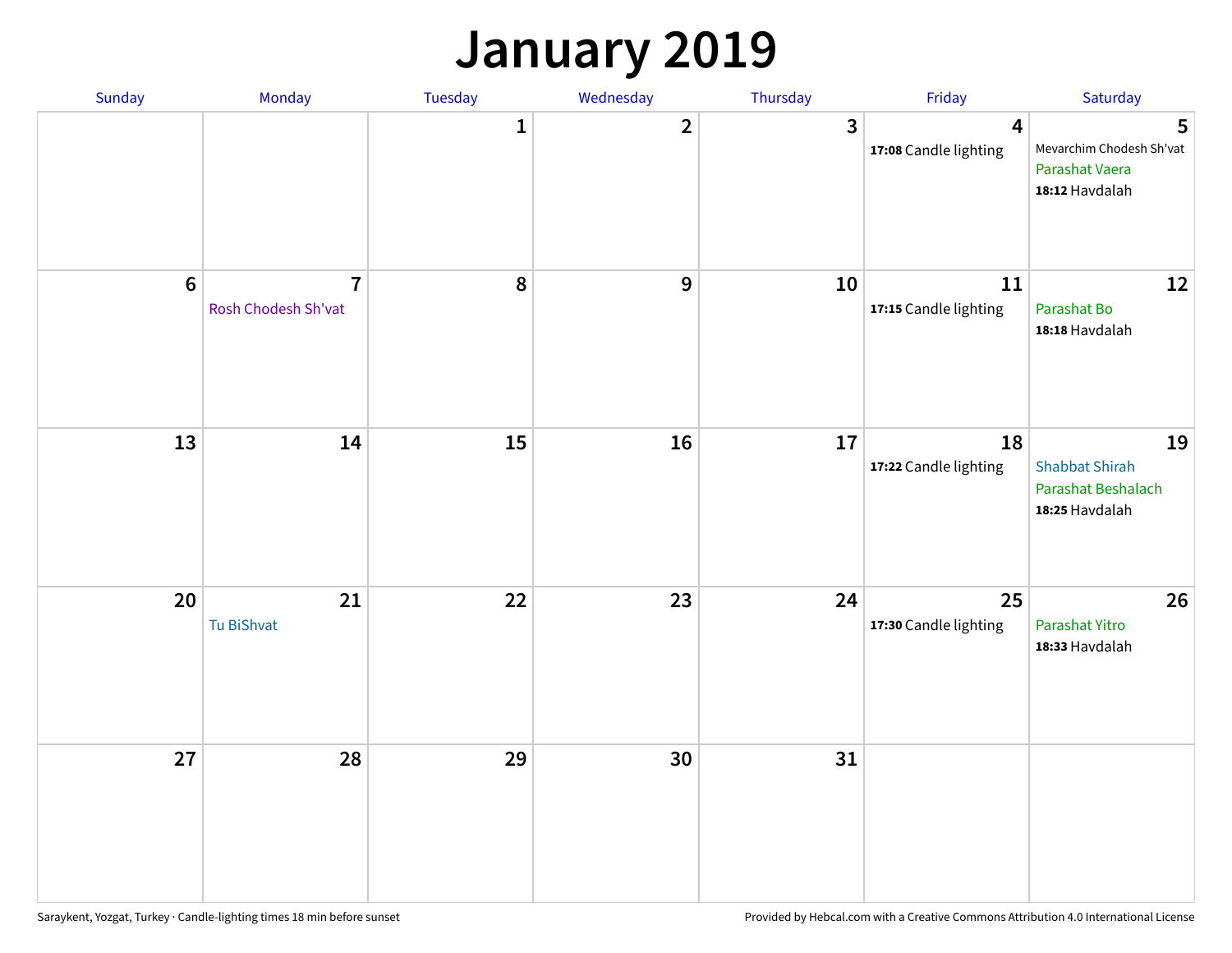# January 2019

| Sunday | Monday | Tuesday | Wednesday | Thursday | Friday | Saturday |
|---|---|---|---|---|---|---|
| | | 1 | 2 | 3 | 4<br>**17:08** Candle lighting | 5<br>Mevarchim Chodesh Sh'vat<br>Parashat Vaera<br>**18:12** Havdalah |
| 6 | 7<br>Rosh Chodesh Sh'vat | 8 | 9 | 10 | 11<br>**17:15** Candle lighting | 12<br>Parashat Bo<br>**18:18** Havdalah |
| 13 | 14 | 15 | 16 | 17 | 18<br>**17:22** Candle lighting | 19<br>Shabbat Shirah<br>Parashat Beshalach<br>**18:25** Havdalah |
| 20 | 21<br>Tu BiShvat | 22 | 23 | 24 | 25<br>**17:30** Candle lighting | 26<br>Parashat Yitro<br>**18:33** Havdalah |
| 27 | 28 | 29 | 30 | 31 | | |

Saraykent, Yozgat, Turkey · Candle-lighting times 18 min before sunset

Provided by Hebcal.com with a Creative Commons Attribution 4.0 International License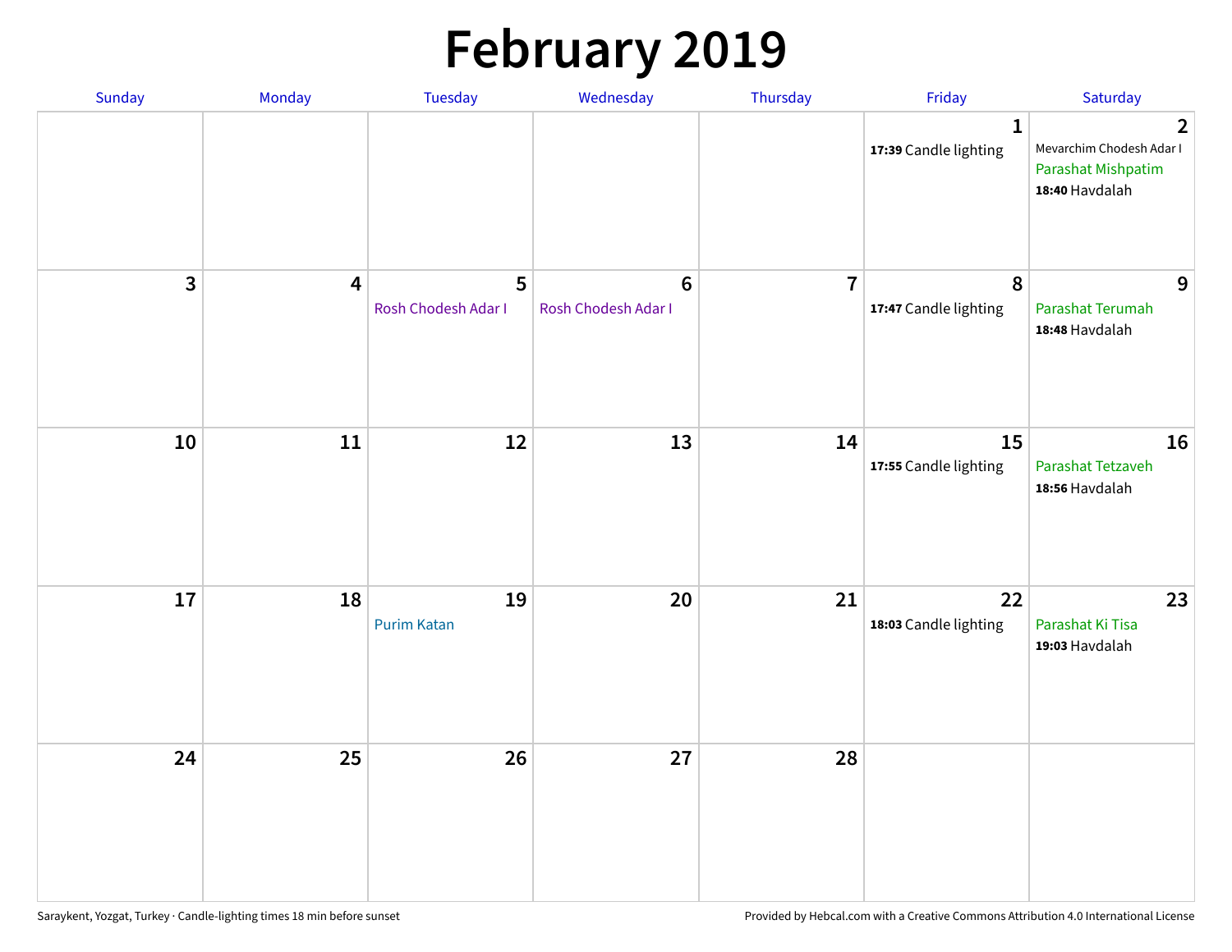# February 2019

| Sunday | Monday | Tuesday | Wednesday | Thursday | Friday | Saturday |
|---|---|---|---|---|---|---|
| | | | | | 1<br>**17:39** Candle lighting | 2<br>Mevarchim Chodesh Adar I<br>Parashat Mishpatim<br>**18:40** Havdalah |
| 3 | 4 | 5<br>Rosh Chodesh Adar I | 6<br>Rosh Chodesh Adar I | 7 | 8<br>**17:47** Candle lighting | 9<br>Parashat Terumah<br>**18:48** Havdalah |
| 10 | 11 | 12 | 13 | 14 | 15<br>**17:55** Candle lighting | 16<br>Parashat Tetzaveh<br>**18:56** Havdalah |
| 17 | 18 | 19<br>Purim Katan | 20 | 21 | 22<br>**18:03** Candle lighting | 23<br>Parashat Ki Tisa<br>**19:03** Havdalah |
| 24 | 25 | 26 | 27 | 28 | | |

Saraykent, Yozgat, Turkey · Candle-lighting times 18 min before sunset

Provided by Hebcal.com with a Creative Commons Attribution 4.0 International License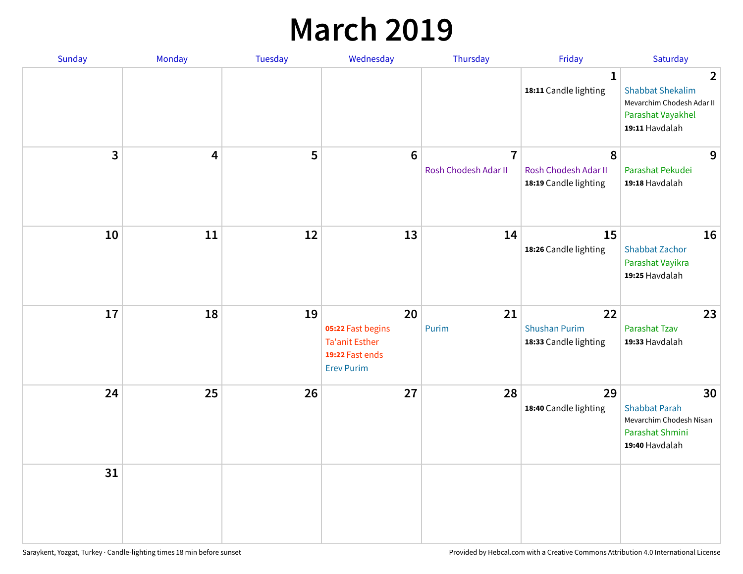# March 2019

| Sunday | Monday | Tuesday | Wednesday | Thursday | Friday | Saturday |
|---|---|---|---|---|---|---|
| | | | | | 1<br>**18:11** Candle lighting | 2<br>Shabbat Shekalim<br>Mevarchim Chodesh Adar II<br>Parashat Vayakhel<br>**19:11** Havdalah |
| 3 | 4 | 5 | 6 | 7<br>Rosh Chodesh Adar II | 8<br>Rosh Chodesh Adar II<br>**18:19** Candle lighting | 9<br>Parashat Pekudei<br>**19:18** Havdalah |
| 10 | 11 | 12 | 13 | 14 | 15<br>**18:26** Candle lighting | 16<br>Shabbat Zachor<br>Parashat Vayikra<br>**19:25** Havdalah |
| 17 | 18 | 19 | 20<br>**05:22** Fast begins<br>Ta'anit Esther<br>**19:22** Fast ends<br>Erev Purim | 21<br>Purim | 22<br>Shushan Purim<br>**18:33** Candle lighting | 23<br>Parashat Tzav<br>**19:33** Havdalah |
| 24 | 25 | 26 | 27 | 28 | 29<br>**18:40** Candle lighting | 30<br>Shabbat Parah<br>Mevarchim Chodesh Nisan<br>Parashat Shmini<br>**19:40** Havdalah |
| 31 | | | | | | |

Saraykent, Yozgat, Turkey · Candle-lighting times 18 min before sunset

Provided by Hebcal.com with a Creative Commons Attribution 4.0 International License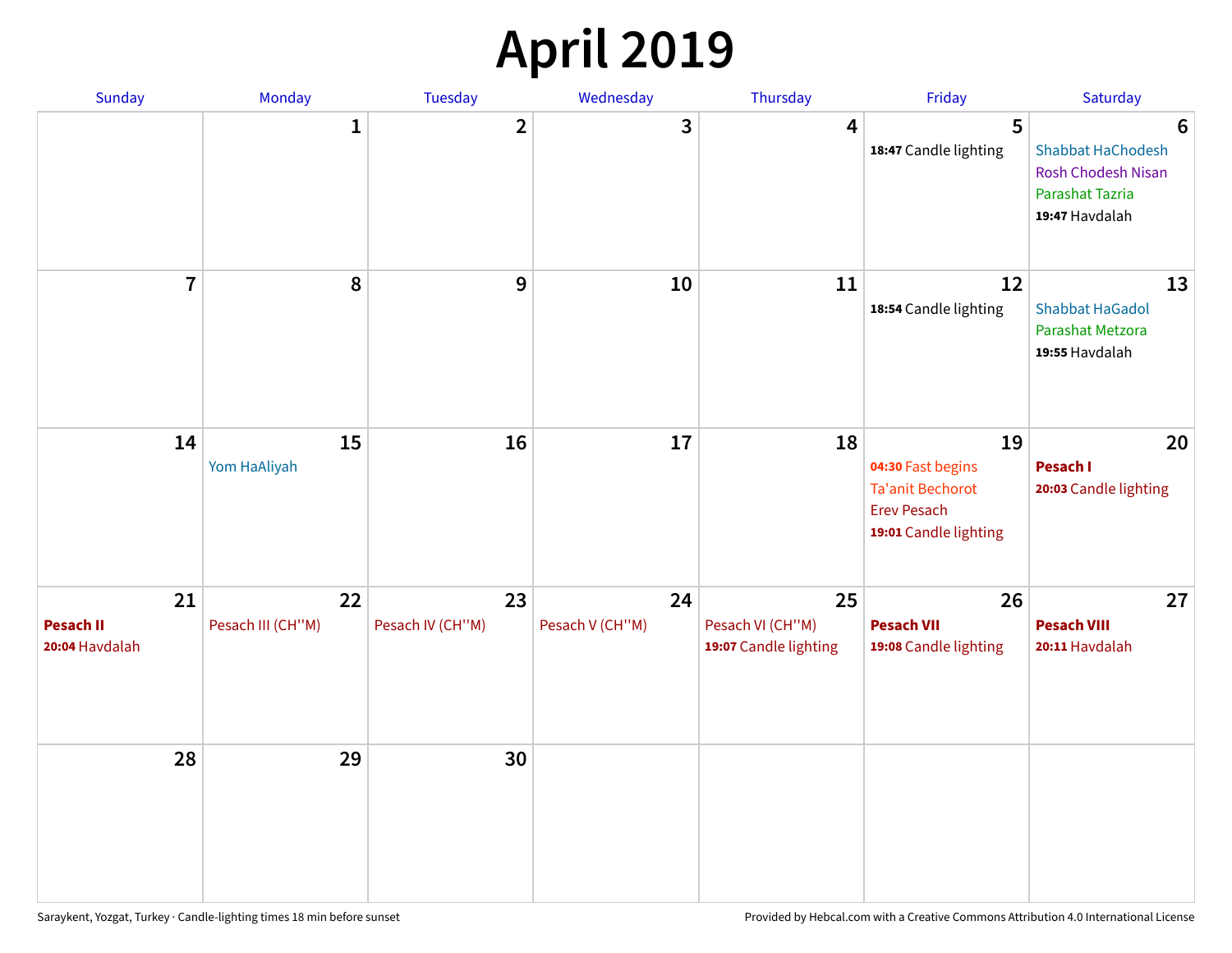# April 2019

| Sunday | Monday | Tuesday | Wednesday | Thursday | Friday | Saturday |
| --- | --- | --- | --- | --- | --- | --- |
| | 1 | 2 | 3 | 4 | 5<br>**18:47** Candle lighting | 6<br>Shabbat HaChodesh<br>Rosh Chodesh Nisan<br>Parashat Tazria<br>**19:47** Havdalah |
| 7 | 8 | 9 | 10 | 11 | 12<br>**18:54** Candle lighting | 13<br>Shabbat HaGadol<br>Parashat Metzora<br>**19:55** Havdalah |
| 14 | 15<br>Yom HaAliyah | 16 | 17 | 18 | 19<br>**04:30** Fast begins<br>Ta'anit Bechorot<br>Erev Pesach<br>**19:01** Candle lighting | 20<br>**Pesach I**<br>**20:03** Candle lighting |
| 21<br>**Pesach II**<br>**20:04** Havdalah | 22<br>Pesach III (CH''M) | 23<br>Pesach IV (CH''M) | 24<br>Pesach V (CH''M) | 25<br>Pesach VI (CH''M)<br>**19:07** Candle lighting | 26<br>**Pesach VII**<br>**19:08** Candle lighting | 27<br>**Pesach VIII**<br>**20:11** Havdalah |
| 28 | 29 | 30 | | | | |

Saraykent, Yozgat, Turkey · Candle-lighting times 18 min before sunset

Provided by Hebcal.com with a Creative Commons Attribution 4.0 International License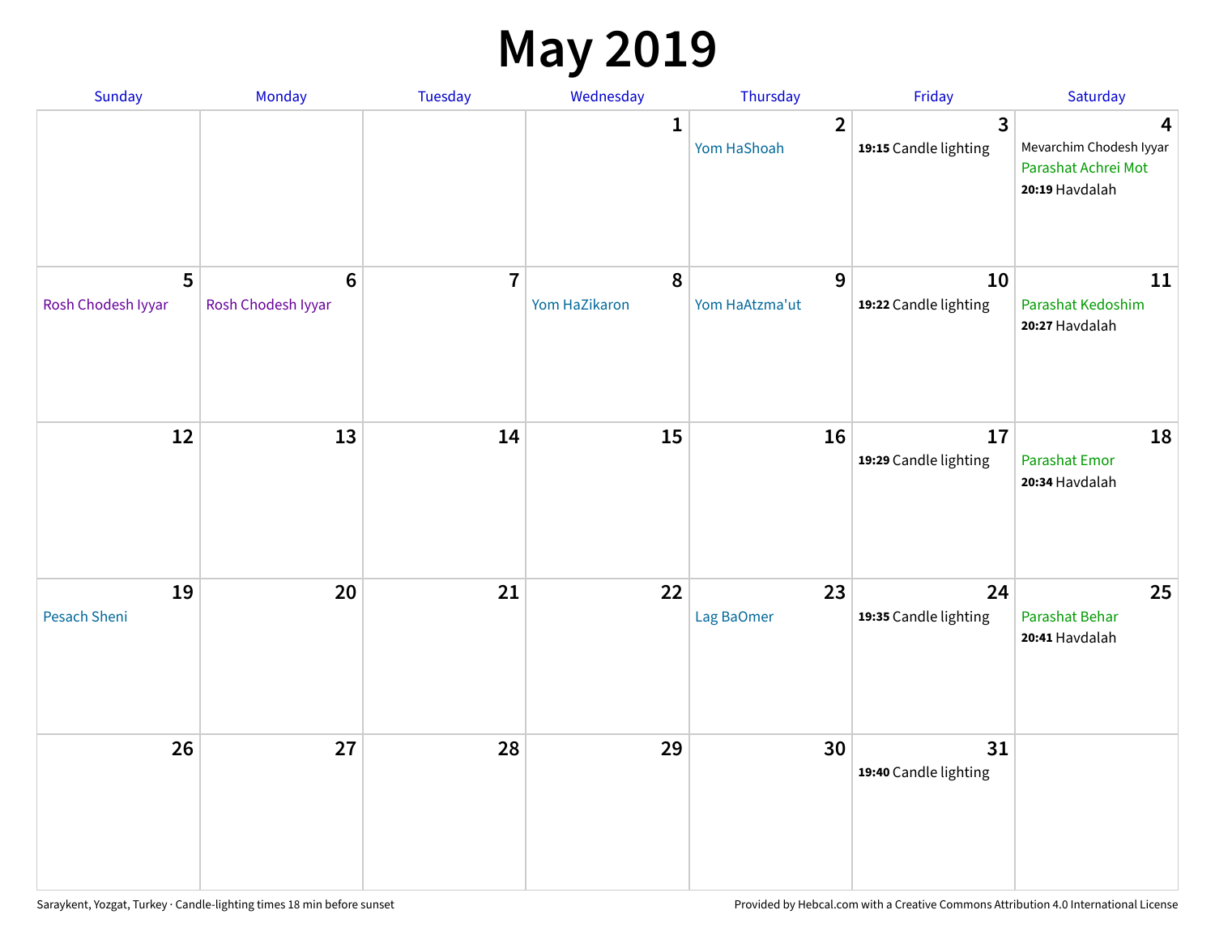# May 2019

| Sunday | Monday | Tuesday | Wednesday | Thursday | Friday | Saturday |
|---|---|---|---|---|---|---|
| | | | 1 | 2<br>Yom HaShoah | 3<br>**19:15** Candle lighting | 4<br>Mevarchim Chodesh Iyyar<br>Parashat Achrei Mot<br>**20:19** Havdalah |
| 5<br>Rosh Chodesh Iyyar | 6<br>Rosh Chodesh Iyyar | 7 | 8<br>Yom HaZikaron | 9<br>Yom HaAtzma'ut | 10<br>**19:22** Candle lighting | 11<br>Parashat Kedoshim<br>**20:27** Havdalah |
| 12 | 13 | 14 | 15 | 16 | 17<br>**19:29** Candle lighting | 18<br>Parashat Emor<br>**20:34** Havdalah |
| 19<br>Pesach Sheni | 20 | 21 | 22 | 23<br>Lag BaOmer | 24<br>**19:35** Candle lighting | 25<br>Parashat Behar<br>**20:41** Havdalah |
| 26 | 27 | 28 | 29 | 30 | 31<br>**19:40** Candle lighting | |

Saraykent, Yozgat, Turkey · Candle-lighting times 18 min before sunset

Provided by Hebcal.com with a Creative Commons Attribution 4.0 International License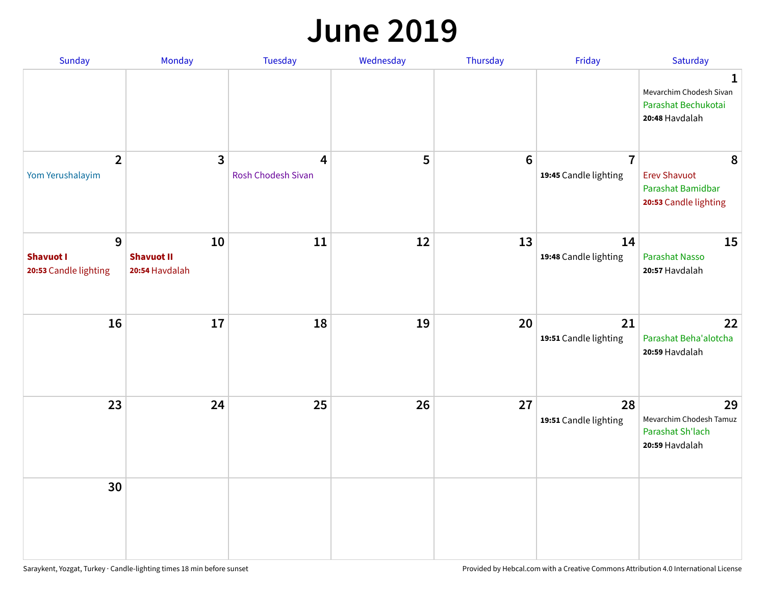# June 2019

| Sunday | Monday | Tuesday | Wednesday | Thursday | Friday | Saturday |
|---|---|---|---|---|---|---|
| | | | | | | **1** Mevarchim Chodesh Sivan Parashat Bechukotai **20:48** Havdalah |
| **2** Yom Yerushalayim | **3** | **4** Rosh Chodesh Sivan | **5** | **6** | **7** **19:45** Candle lighting | **8** Erev Shavuot Parashat Bamidbar **20:53** Candle lighting |
| **9** **Shavuot I** **20:53** Candle lighting | **10** **Shavuot II** **20:54** Havdalah | **11** | **12** | **13** | **14** **19:48** Candle lighting | **15** Parashat Nasso **20:57** Havdalah |
| **16** | **17** | **18** | **19** | **20** | **21** **19:51** Candle lighting | **22** Parashat Beha'alotcha **20:59** Havdalah |
| **23** | **24** | **25** | **26** | **27** | **28** **19:51** Candle lighting | **29** Mevarchim Chodesh Tamuz Parashat Sh'lach **20:59** Havdalah |
| **30** | | | | | | |

Saraykent, Yozgat, Turkey · Candle-lighting times 18 min before sunset

Provided by Hebcal.com with a Creative Commons Attribution 4.0 International License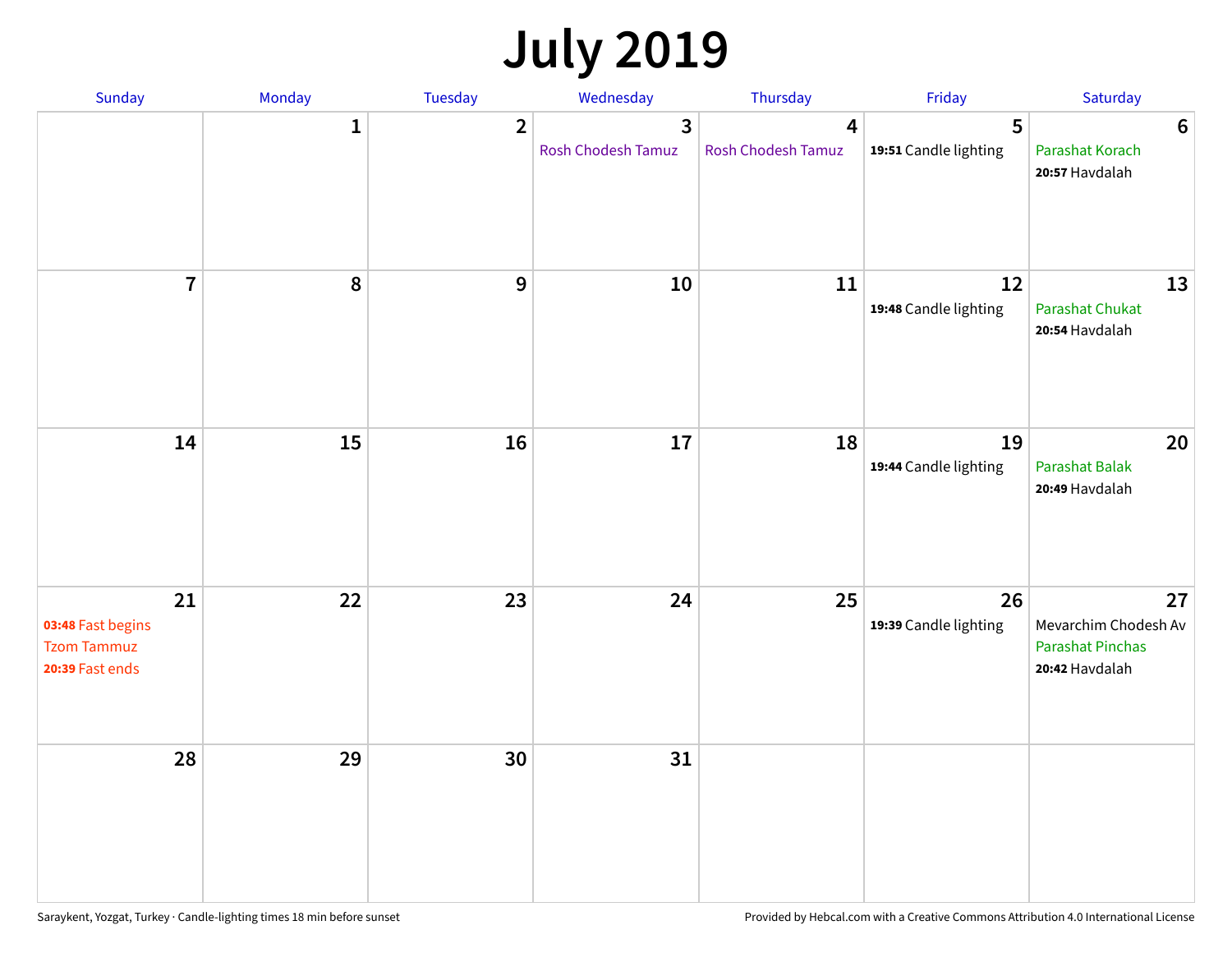# July 2019

| Sunday | Monday | Tuesday | Wednesday | Thursday | Friday | Saturday |
|---|---|---|---|---|---|---|
| | 1 | 2 | 3<br>Rosh Chodesh Tamuz | 4<br>Rosh Chodesh Tamuz | 5<br>**19:51** Candle lighting | 6<br>Parashat Korach<br>**20:57** Havdalah |
| 7 | 8 | 9 | 10 | 11 | 12<br>**19:48** Candle lighting | 13<br>Parashat Chukat<br>**20:54** Havdalah |
| 14 | 15 | 16 | 17 | 18 | 19<br>**19:44** Candle lighting | 20<br>Parashat Balak<br>**20:49** Havdalah |
| 21<br>**03:48** Fast begins<br>Tzom Tammuz<br>**20:39** Fast ends | 22 | 23 | 24 | 25 | 26<br>**19:39** Candle lighting | 27<br>Mevarchim Chodesh Av<br>Parashat Pinchas<br>**20:42** Havdalah |
| 28 | 29 | 30 | 31 | | | |

Saraykent, Yozgat, Turkey · Candle-lighting times 18 min before sunset

Provided by Hebcal.com with a Creative Commons Attribution 4.0 International License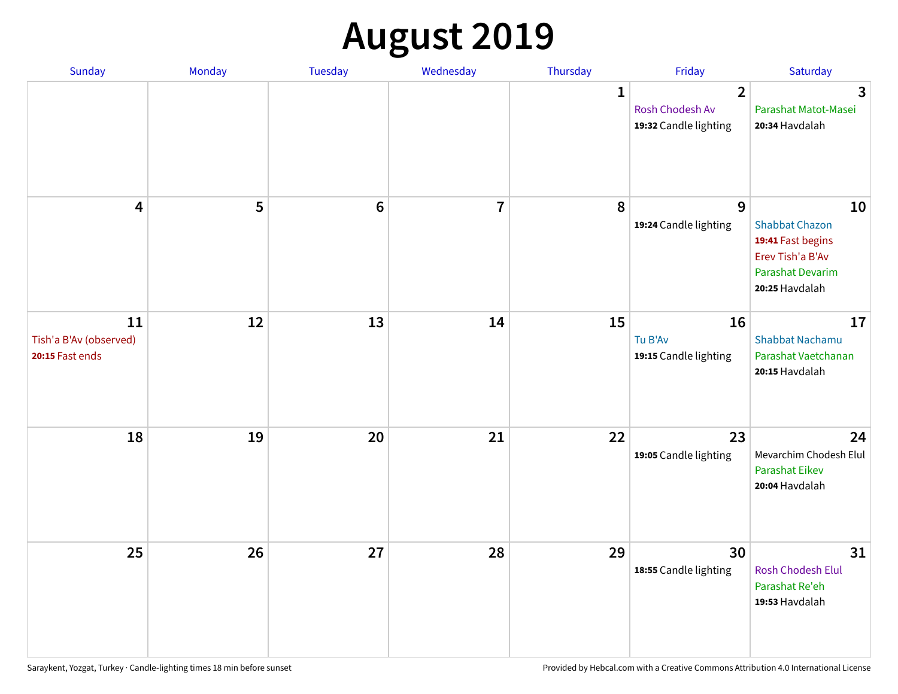# August 2019

| Sunday | Monday | Tuesday | Wednesday | Thursday | Friday | Saturday |
|---|---|---|---|---|---|---|
| | | | | 1 | 2<br>Rosh Chodesh Av<br>**19:32** Candle lighting | 3<br>Parashat Matot-Masei<br>**20:34** Havdalah |
| 4 | 5 | 6 | 7 | 8 | 9<br>**19:24** Candle lighting | 10<br>Shabbat Chazon<br>**19:41** Fast begins<br>Erev Tish'a B'Av<br>Parashat Devarim<br>**20:25** Havdalah |
| 11<br>Tish'a B'Av (observed)<br>**20:15** Fast ends | 12 | 13 | 14 | 15 | 16<br>Tu B'Av<br>**19:15** Candle lighting | 17<br>Shabbat Nachamu<br>Parashat Vaetchanan<br>**20:15** Havdalah |
| 18 | 19 | 20 | 21 | 22 | 23<br>**19:05** Candle lighting | 24<br>Mevarchim Chodesh Elul<br>Parashat Eikev<br>**20:04** Havdalah |
| 25 | 26 | 27 | 28 | 29 | 30<br>**18:55** Candle lighting | 31<br>Rosh Chodesh Elul<br>Parashat Re'eh<br>**19:53** Havdalah |

Saraykent, Yozgat, Turkey · Candle-lighting times 18 min before sunset

Provided by Hebcal.com with a Creative Commons Attribution 4.0 International License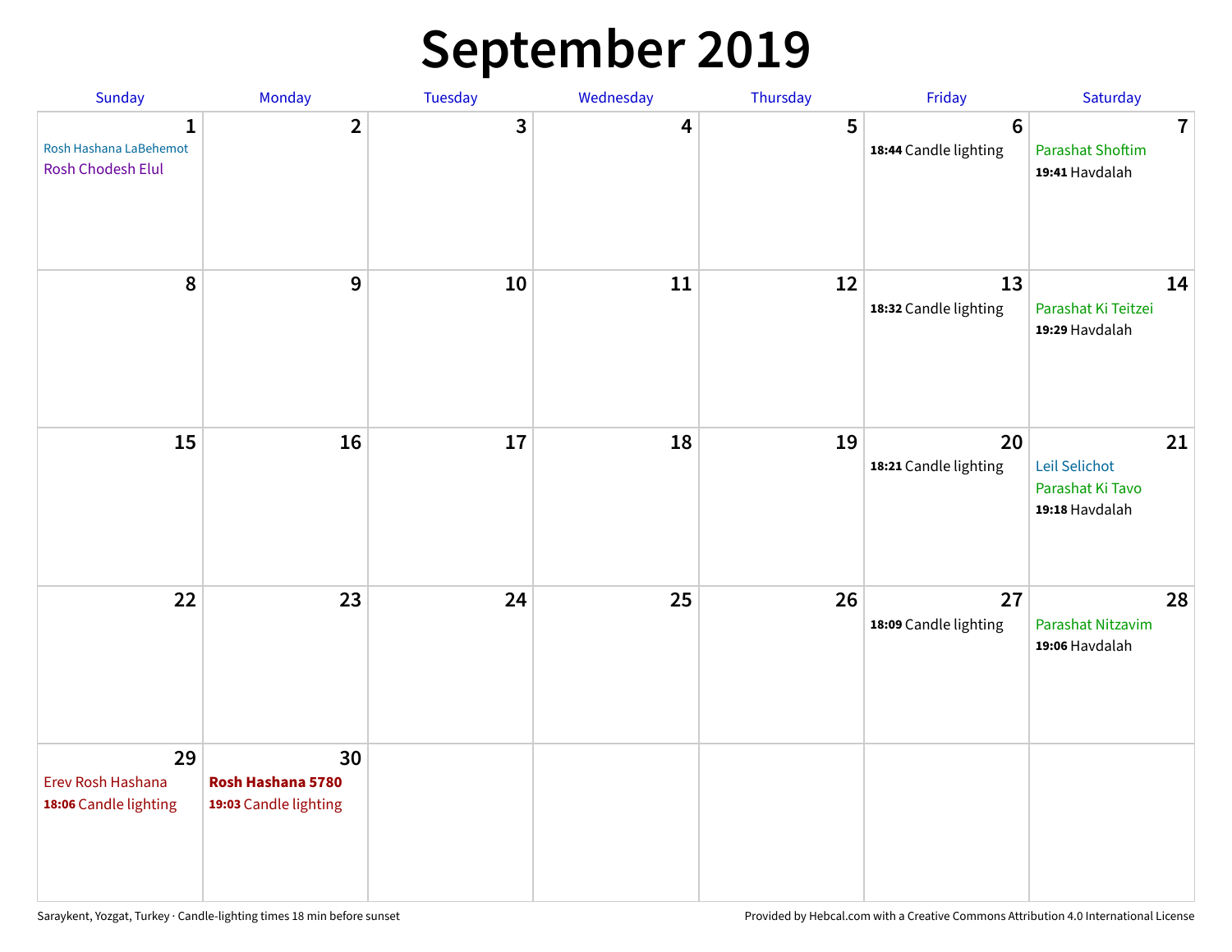# September 2019

| Sunday | Monday | Tuesday | Wednesday | Thursday | Friday | Saturday |
|---|---|---|---|---|---|---|
| **1**<br>Rosh Hashana LaBehemot<br>Rosh Chodesh Elul | **2** | **3** | **4** | **5** | **6**<br>**18:44** Candle lighting | **7**<br>Parashat Shoftim<br>**19:41** Havdalah |
| **8** | **9** | **10** | **11** | **12** | **13**<br>**18:32** Candle lighting | **14**<br>Parashat Ki Teitzei<br>**19:29** Havdalah |
| **15** | **16** | **17** | **18** | **19** | **20**<br>**18:21** Candle lighting | **21**<br>Leil Selichot<br>Parashat Ki Tavo<br>**19:18** Havdalah |
| **22** | **23** | **24** | **25** | **26** | **27**<br>**18:09** Candle lighting | **28**<br>Parashat Nitzavim<br>**19:06** Havdalah |
| **29**<br>Erev Rosh Hashana<br>**18:06** Candle lighting | **30**<br>**Rosh Hashana 5780**<br>**19:03** Candle lighting | | | | | |

Saraykent, Yozgat, Turkey · Candle-lighting times 18 min before sunset

Provided by Hebcal.com with a Creative Commons Attribution 4.0 International License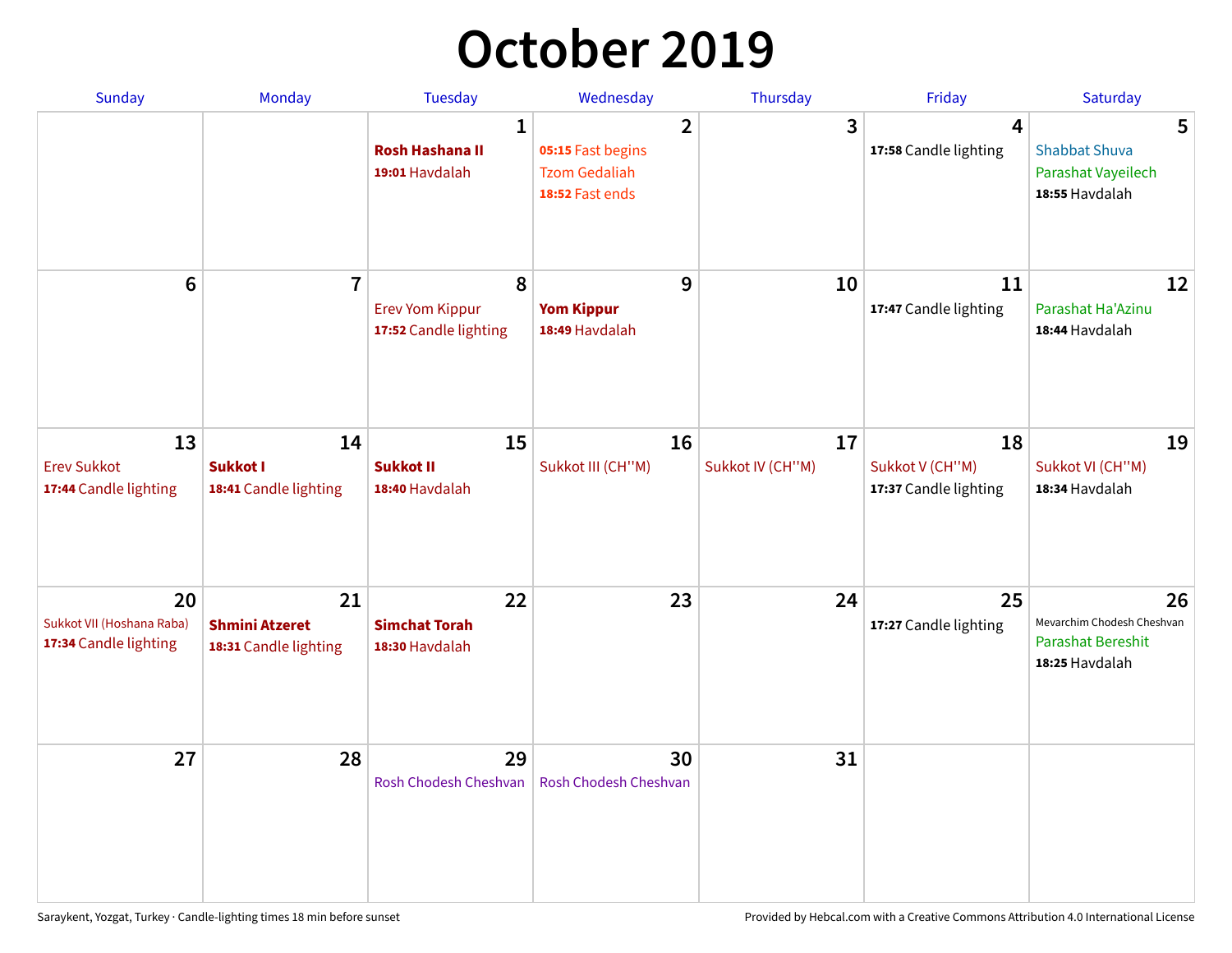# October 2019

| Sunday | Monday | Tuesday | Wednesday | Thursday | Friday | Saturday |
|---|---|---|---|---|---|---|
| | | **1**<br>**Rosh Hashana II**<br>**19:01** Havdalah | **2**<br>**05:15** Fast begins<br>Tzom Gedaliah<br>**18:52** Fast ends | **3** | **4**<br>**17:58** Candle lighting | **5**<br>Shabbat Shuva<br>Parashat Vayeilech<br>**18:55** Havdalah |
| **6** | **7** | **8**<br>Erev Yom Kippur<br>**17:52** Candle lighting | **9**<br>**Yom Kippur**<br>**18:49** Havdalah | **10** | **11**<br>**17:47** Candle lighting | **12**<br>Parashat Ha'Azinu<br>**18:44** Havdalah |
| **13**<br>Erev Sukkot<br>**17:44** Candle lighting | **14**<br>**Sukkot I**<br>**18:41** Candle lighting | **15**<br>**Sukkot II**<br>**18:40** Havdalah | **16**<br>Sukkot III (CH''M) | **17**<br>Sukkot IV (CH''M) | **18**<br>Sukkot V (CH''M)<br>**17:37** Candle lighting | **19**<br>Sukkot VI (CH''M)<br>**18:34** Havdalah |
| **20**<br>Sukkot VII (Hoshana Raba)<br>**17:34** Candle lighting | **21**<br>**Shmini Atzeret**<br>**18:31** Candle lighting | **22**<br>**Simchat Torah**<br>**18:30** Havdalah | **23** | **24** | **25**<br>**17:27** Candle lighting | **26**<br>Mevarchim Chodesh Cheshvan<br>Parashat Bereshit<br>**18:25** Havdalah |
| **27** | **28** | **29**<br>Rosh Chodesh Cheshvan | **30**<br>Rosh Chodesh Cheshvan | **31** | | |

Saraykent, Yozgat, Turkey · Candle-lighting times 18 min before sunset

Provided by Hebcal.com with a Creative Commons Attribution 4.0 International License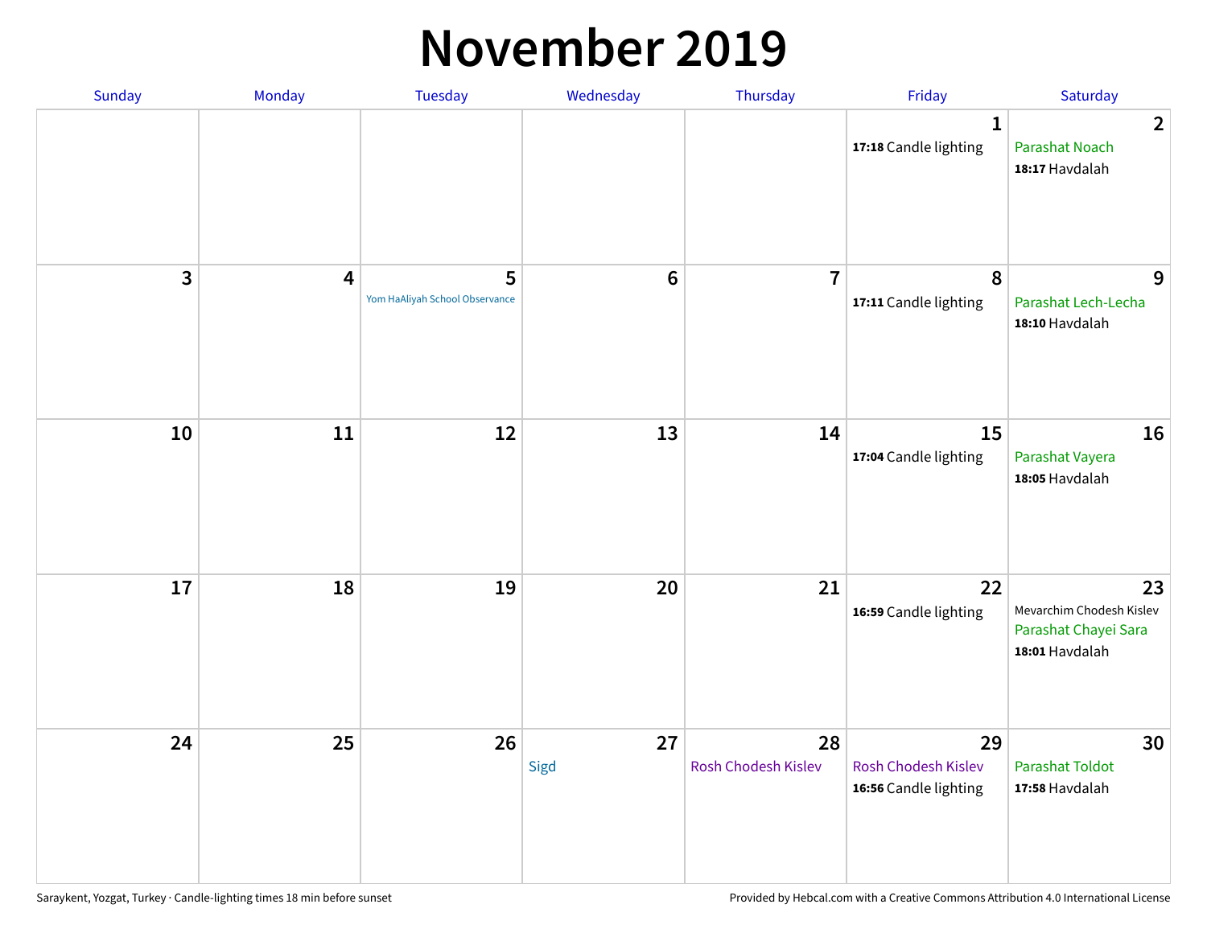# November 2019

| Sunday | Monday | Tuesday | Wednesday | Thursday | Friday | Saturday |
|---|---|---|---|---|---|---|
| | | | | | 1<br>**17:18** Candle lighting | 2<br>Parashat Noach<br>**18:17** Havdalah |
| 3 | 4 | 5<br>Yom HaAliyah School Observance | 6 | 7 | 8<br>**17:11** Candle lighting | 9<br>Parashat Lech-Lecha<br>**18:10** Havdalah |
| 10 | 11 | 12 | 13 | 14 | 15<br>**17:04** Candle lighting | 16<br>Parashat Vayera<br>**18:05** Havdalah |
| 17 | 18 | 19 | 20 | 21 | 22<br>**16:59** Candle lighting | 23<br>Mevarchim Chodesh Kislev<br>Parashat Chayei Sara<br>**18:01** Havdalah |
| 24 | 25 | 26 | 27<br>Sigd | 28<br>Rosh Chodesh Kislev | 29<br>Rosh Chodesh Kislev<br>**16:56** Candle lighting | 30<br>Parashat Toldot<br>**17:58** Havdalah |

Saraykent, Yozgat, Turkey · Candle-lighting times 18 min before sunset

Provided by Hebcal.com with a Creative Commons Attribution 4.0 International License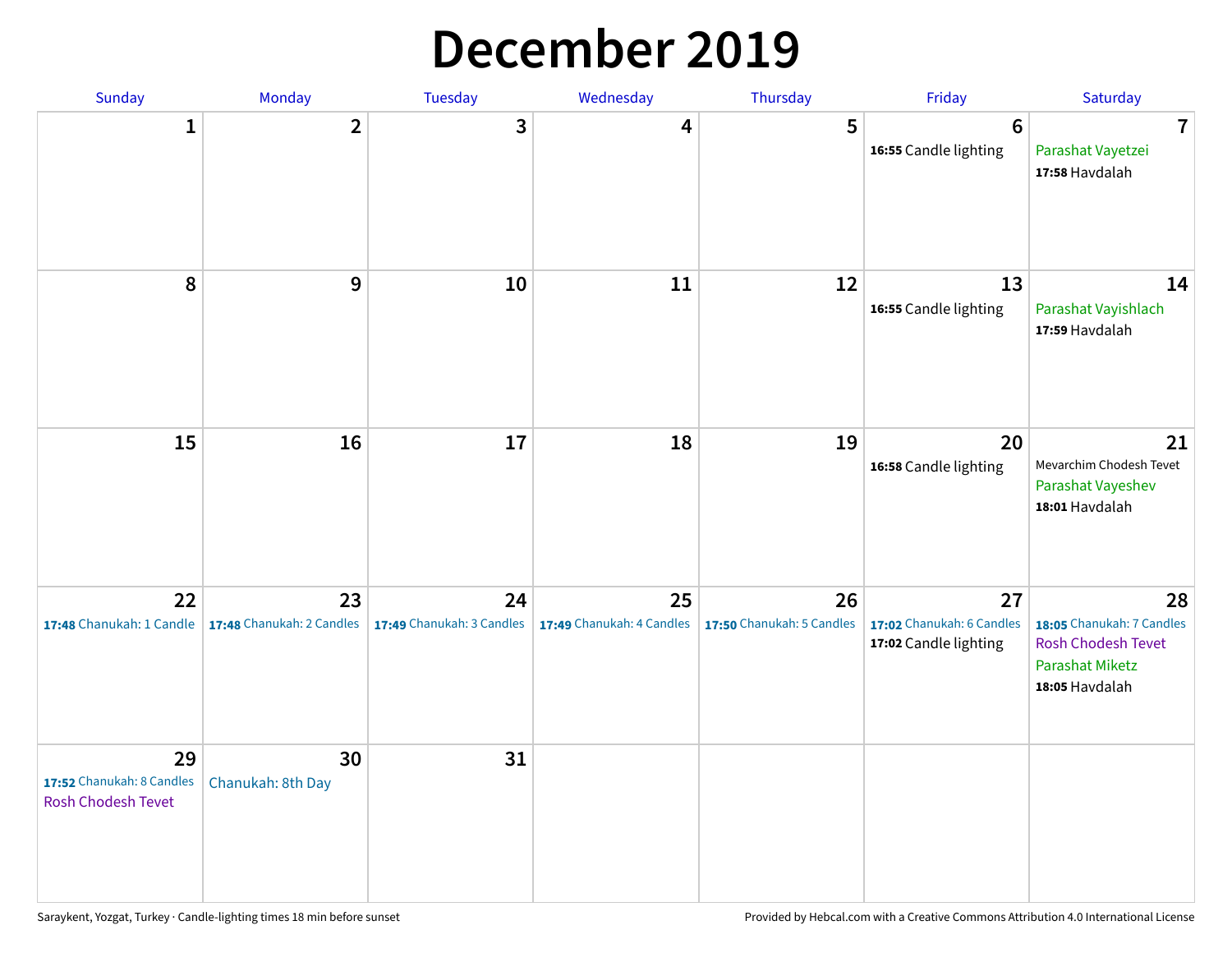# December 2019

| Sunday | Monday | Tuesday | Wednesday | Thursday | Friday | Saturday |
|---|---|---|---|---|---|---|
| 1 | 2 | 3 | 4 | 5 | 6<br>**16:55** Candle lighting | 7<br>Parashat Vayetzei<br>**17:58** Havdalah |
| 8 | 9 | 10 | 11 | 12 | 13<br>**16:55** Candle lighting | 14<br>Parashat Vayishlach<br>**17:59** Havdalah |
| 15 | 16 | 17 | 18 | 19 | 20<br>**16:58** Candle lighting | 21<br>Mevarchim Chodesh Tevet<br>Parashat Vayeshev<br>**18:01** Havdalah |
| 22<br>**17:48** Chanukah: 1 Candle | 23<br>**17:48** Chanukah: 2 Candles | 24<br>**17:49** Chanukah: 3 Candles | 25<br>**17:49** Chanukah: 4 Candles | 26<br>**17:50** Chanukah: 5 Candles | 27<br>**17:02** Chanukah: 6 Candles<br>**17:02** Candle lighting | 28<br>**18:05** Chanukah: 7 Candles<br>Rosh Chodesh Tevet<br>Parashat Miketz<br>**18:05** Havdalah |
| 29<br>**17:52** Chanukah: 8 Candles<br>Rosh Chodesh Tevet | 30<br>Chanukah: 8th Day | 31 | | | | |

Saraykent, Yozgat, Turkey · Candle-lighting times 18 min before sunset

Provided by Hebcal.com with a Creative Commons Attribution 4.0 International License